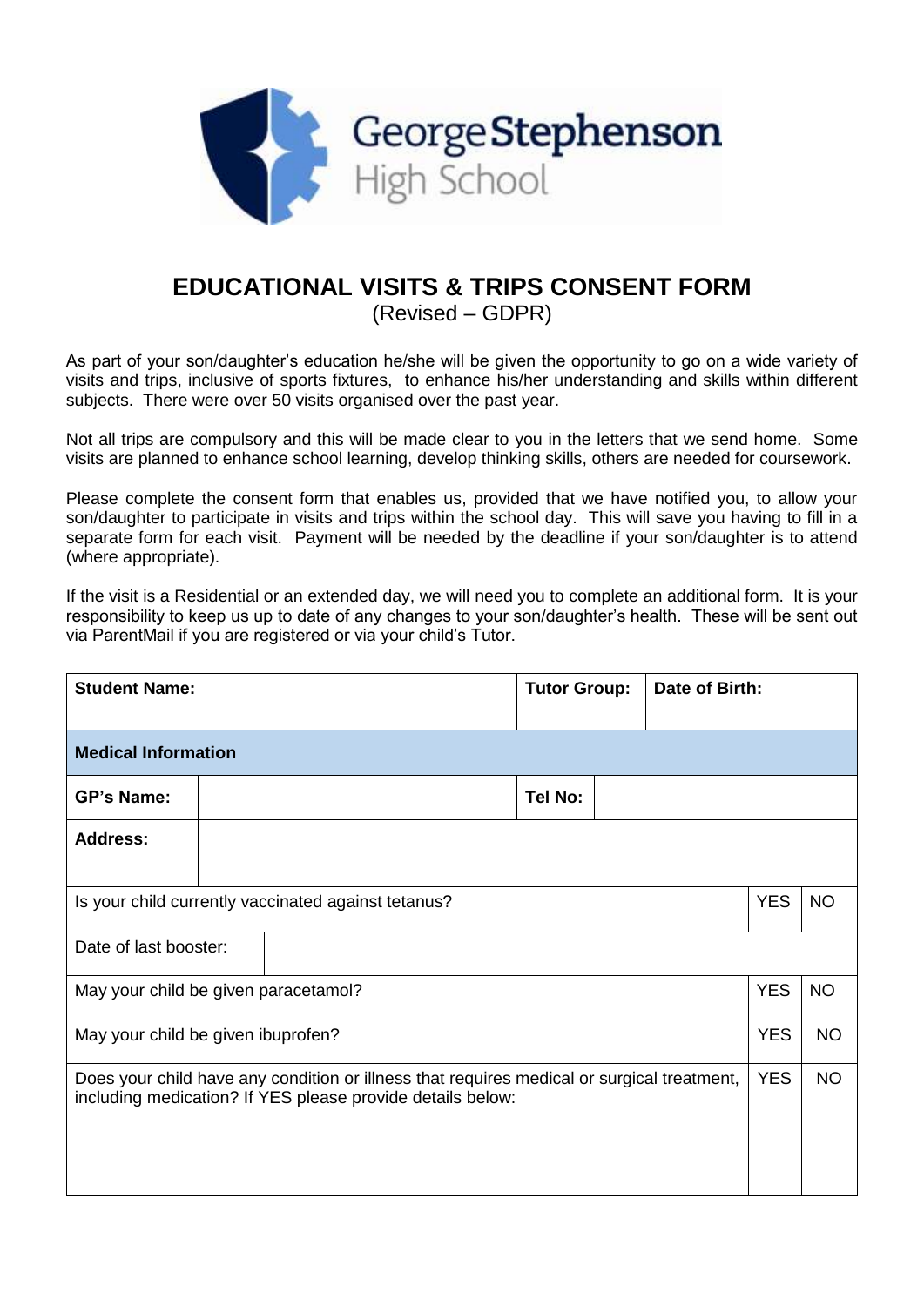George Stephenson High School

# EDUCATIONAL VISITS & TRIPS CONSENT FORM

(Revised – GDPR)

As part of your son/daughter's education he/she will be given the opportunity to go on a wide variety of visits and trips, inclusive of sports fixtures, to enhance his/her understanding and skills within different subjects. There were over 50 visits organised over the past year.

Not all trips are compulsory and this will be made clear to you in the letters that we send home. Some visits are planned to enhance school learning, develop thinking skills, others are needed for coursework.

Please complete the consent form that enables us, provided that we have notified you, to allow your son/daughter to participate in visits and trips within the school day. This will save you having to fill in a separate form for each visit. Payment will be needed by the deadline if your son/daughter is to attend (where appropriate).

If the visit is a Residential or an extended day, we will need you to complete an additional form. It is your responsibility to keep us up to date of any changes to your son/daughter's health. These will be sent out via ParentMail if you are registered or via your child's Tutor.

| **Student Name:** | | **Tutor Group:** | **Date of Birth:** | |
|---|---|---|---|---|
| **Medical Information** | | | | |
| **GP's Name:** | | **Tel No:** | | |
| **Address:** | | | | |
| Is your child currently vaccinated against tetanus? | | | YES | NO |
| Date of last booster: | | | | |
| May your child be given paracetamol? | | | YES | NO |
| May your child be given ibuprofen? | | | YES | NO |
| Does your child have any condition or illness that requires medical or surgical treatment, including medication? If YES please provide details below: | | | YES | NO |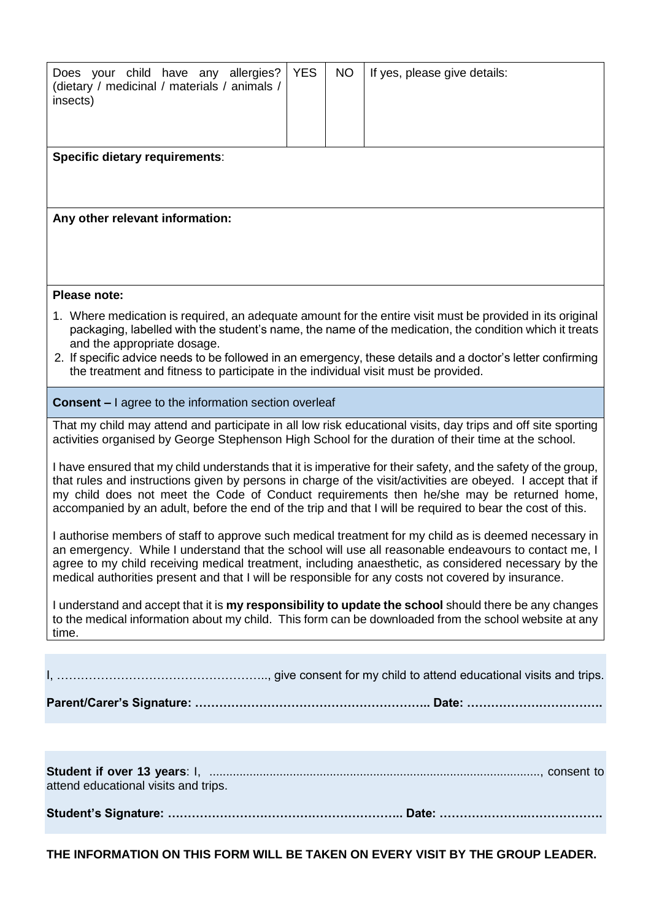| | | | |
|---|---|---|---|
| Does your child have any allergies? (dietary / medicinal / materials / animals / insects) | YES | NO | If yes, please give details: |

**Specific dietary requirements**:

**Any other relevant information:**

**Please note:**

1. Where medication is required, an adequate amount for the entire visit must be provided in its original packaging, labelled with the student's name, the name of the medication, the condition which it treats and the appropriate dosage.
2. If specific advice needs to be followed in an emergency, these details and a doctor's letter confirming the treatment and fitness to participate in the individual visit must be provided.

**Consent –** I agree to the information section overleaf

That my child may attend and participate in all low risk educational visits, day trips and off site sporting activities organised by George Stephenson High School for the duration of their time at the school.

I have ensured that my child understands that it is imperative for their safety, and the safety of the group, that rules and instructions given by persons in charge of the visit/activities are obeyed. I accept that if my child does not meet the Code of Conduct requirements then he/she may be returned home, accompanied by an adult, before the end of the trip and that I will be required to bear the cost of this.

I authorise members of staff to approve such medical treatment for my child as is deemed necessary in an emergency. While I understand that the school will use all reasonable endeavours to contact me, I agree to my child receiving medical treatment, including anaesthetic, as considered necessary by the medical authorities present and that I will be responsible for any costs not covered by insurance.

I understand and accept that it is **my responsibility to update the school** should there be any changes to the medical information about my child. This form can be downloaded from the school website at any time.

I, ……………………………………………., give consent for my child to attend educational visits and trips.

**Parent/Carer's Signature: ………………………………………………….. Date: ……………………………**

**Student if over 13 years**: I, ................................................................................................., consent to attend educational visits and trips.

**Student's Signature: ………………………………………………….. Date: ………………….………………**

**THE INFORMATION ON THIS FORM WILL BE TAKEN ON EVERY VISIT BY THE GROUP LEADER.**